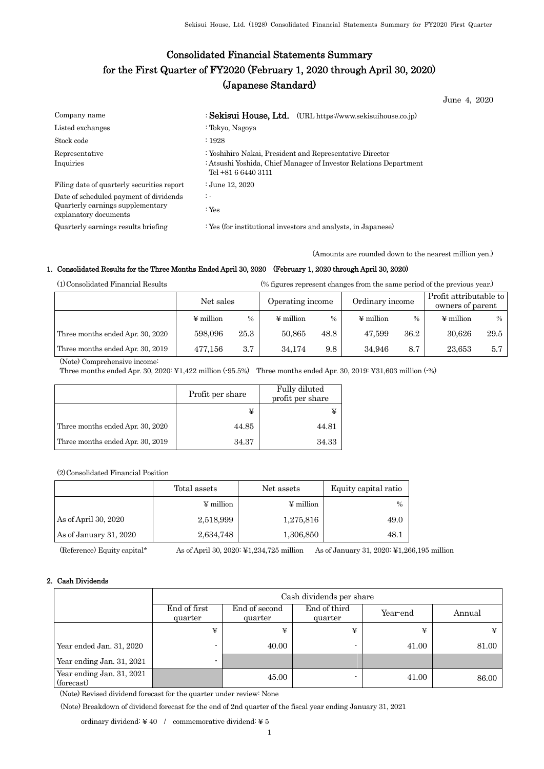# Consolidated Financial Statements Summary for the First Quarter of FY2020 (February 1, 2020 through April 30, 2020) (Japanese Standard)

June 4, 2020

| | |
|---|---|
| Company name | : **Sekisui House, Ltd.** (URL https://www.sekisuihouse.co.jp) |
| Listed exchanges | : Tokyo, Nagoya |
| Stock code | : 1928 |
| Representative | : Yoshihiro Nakai, President and Representative Director |
| Inquiries | : Atsushi Yoshida, Chief Manager of Investor Relations Department Tel +81 6 6440 3111 |
| Filing date of quarterly securities report | : June 12, 2020 |
| Date of scheduled payment of dividends | : - |
| Quarterly earnings supplementary explanatory documents | : Yes |
| Quarterly earnings results briefing | : Yes (for institutional investors and analysts, in Japanese) |

(Amounts are rounded down to the nearest million yen.)

## 1. Consolidated Results for the Three Months Ended April 30, 2020 (February 1, 2020 through April 30, 2020)

(1) Consolidated Financial Results (% figures represent changes from the same period of the previous year.)

| | Net sales | | Operating income | | Ordinary income | | Profit attributable to owners of parent | |
|---|---|---|---|---|---|---|---|---|
| | ¥ million | % | ¥ million | % | ¥ million | % | ¥ million | % |
| Three months ended Apr. 30, 2020 | 598,096 | 25.3 | 50,865 | 48.8 | 47,599 | 36.2 | 30,626 | 29.5 |
| Three months ended Apr. 30, 2019 | 477,156 | 3.7 | 34,174 | 9.8 | 34,946 | 8.7 | 23,653 | 5.7 |

(Note) Comprehensive income:
Three months ended Apr. 30, 2020: ¥1,422 million (-95.5%) Three months ended Apr. 30, 2019: ¥31,603 million (-%)

| | Profit per share | Fully diluted profit per share |
|---|---|---|
| | ¥ | ¥ |
| Three months ended Apr. 30, 2020 | 44.85 | 44.81 |
| Three months ended Apr. 30, 2019 | 34.37 | 34.33 |

(2) Consolidated Financial Position

| | Total assets | Net assets | Equity capital ratio |
|---|---|---|---|
| | ¥ million | ¥ million | % |
| As of April 30, 2020 | 2,518,999 | 1,275,816 | 49.0 |
| As of January 31, 2020 | 2,634,748 | 1,306,850 | 48.1 |

(Reference) Equity capital* As of April 30, 2020: ¥1,234,725 million As of January 31, 2020: ¥1,266,195 million

## 2. Cash Dividends

| | Cash dividends per share | | | | |
|---|---|---|---|---|---|
| | End of first quarter | End of second quarter | End of third quarter | Year-end | Annual |
| | ¥ | ¥ | ¥ | ¥ | ¥ |
| Year ended Jan. 31, 2020 | - | 40.00 | - | 41.00 | 81.00 |
| Year ending Jan. 31, 2021 | - | | | | |
| Year ending Jan. 31, 2021 (forecast) | | 45.00 | - | 41.00 | 86.00 |

(Note) Revised dividend forecast for the quarter under review: None

(Note) Breakdown of dividend forecast for the end of 2nd quarter of the fiscal year ending January 31, 2021

ordinary dividend: ¥ 40 / commemorative dividend: ¥ 5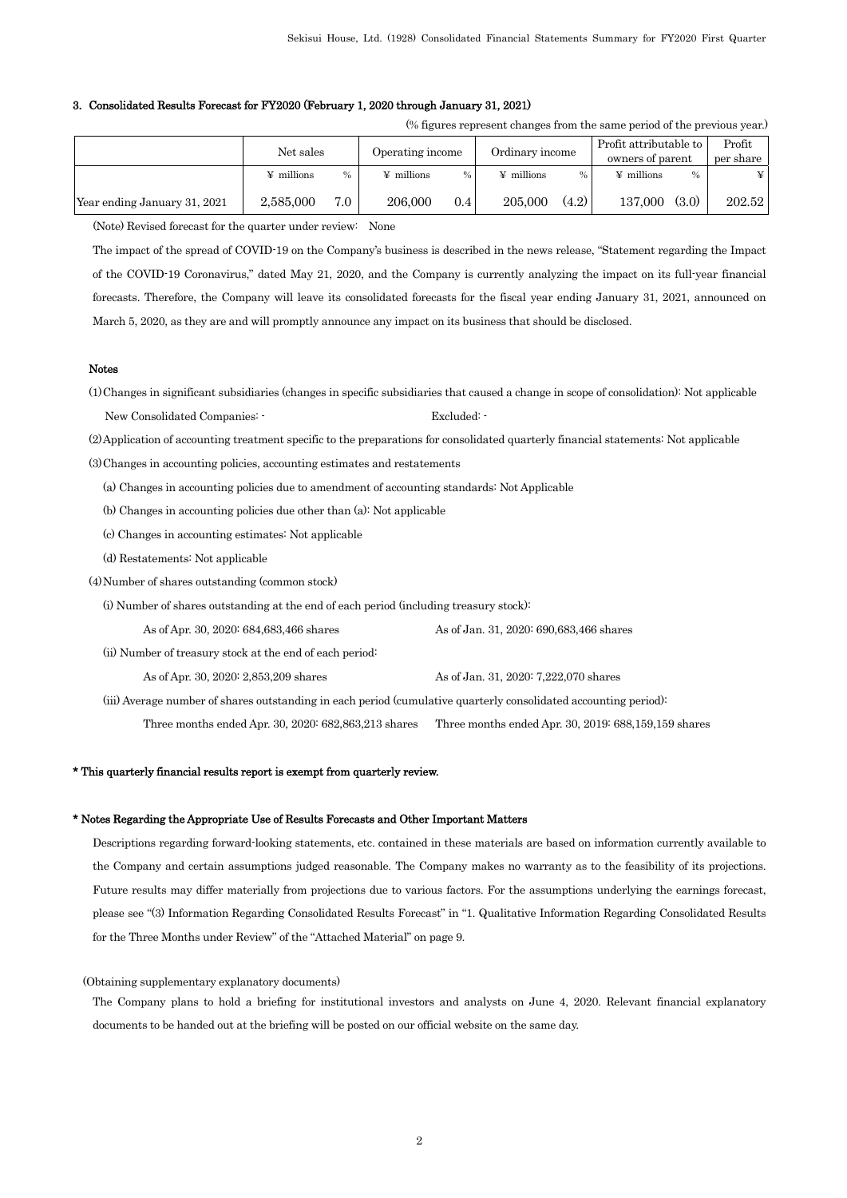### 3. Consolidated Results Forecast for FY2020 (February 1, 2020 through January 31, 2021)

(% figures represent changes from the same period of the previous year.)

| | Net sales | | Operating income | | Ordinary income | | Profit attributable to owners of parent | | Profit per share |
|---|---|---|---|---|---|---|---|---|---|
| | ¥ millions | % | ¥ millions | % | ¥ millions | % | ¥ millions | % | ¥ |
| Year ending January 31, 2021 | 2,585,000 | 7.0 | 206,000 | 0.4 | 205,000 | (4.2) | 137,000 | (3.0) | 202.52 |

(Note) Revised forecast for the quarter under review: None

The impact of the spread of COVID-19 on the Company's business is described in the news release, "Statement regarding the Impact of the COVID-19 Coronavirus," dated May 21, 2020, and the Company is currently analyzing the impact on its full-year financial forecasts. Therefore, the Company will leave its consolidated forecasts for the fiscal year ending January 31, 2021, announced on March 5, 2020, as they are and will promptly announce any impact on its business that should be disclosed.

**Notes**

(1) Changes in significant subsidiaries (changes in specific subsidiaries that caused a change in scope of consolidation): Not applicable

New Consolidated Companies: - Excluded: -

(2) Application of accounting treatment specific to the preparations for consolidated quarterly financial statements: Not applicable

(3) Changes in accounting policies, accounting estimates and restatements

(a) Changes in accounting policies due to amendment of accounting standards: Not Applicable

(b) Changes in accounting policies due other than (a): Not applicable

(c) Changes in accounting estimates: Not applicable

(d) Restatements: Not applicable

(4) Number of shares outstanding (common stock)

(i) Number of shares outstanding at the end of each period (including treasury stock):

As of Apr. 30, 2020: 684,683,466 shares As of Jan. 31, 2020: 690,683,466 shares

(ii) Number of treasury stock at the end of each period:

As of Apr. 30, 2020: 2,853,209 shares As of Jan. 31, 2020: 7,222,070 shares

(iii) Average number of shares outstanding in each period (cumulative quarterly consolidated accounting period):

Three months ended Apr. 30, 2020: 682,863,213 shares Three months ended Apr. 30, 2019: 688,159,159 shares

**\* This quarterly financial results report is exempt from quarterly review.**

**\* Notes Regarding the Appropriate Use of Results Forecasts and Other Important Matters**

Descriptions regarding forward-looking statements, etc. contained in these materials are based on information currently available to the Company and certain assumptions judged reasonable. The Company makes no warranty as to the feasibility of its projections. Future results may differ materially from projections due to various factors. For the assumptions underlying the earnings forecast, please see "(3) Information Regarding Consolidated Results Forecast" in "1. Qualitative Information Regarding Consolidated Results for the Three Months under Review" of the "Attached Material" on page 9.

(Obtaining supplementary explanatory documents)

The Company plans to hold a briefing for institutional investors and analysts on June 4, 2020. Relevant financial explanatory documents to be handed out at the briefing will be posted on our official website on the same day.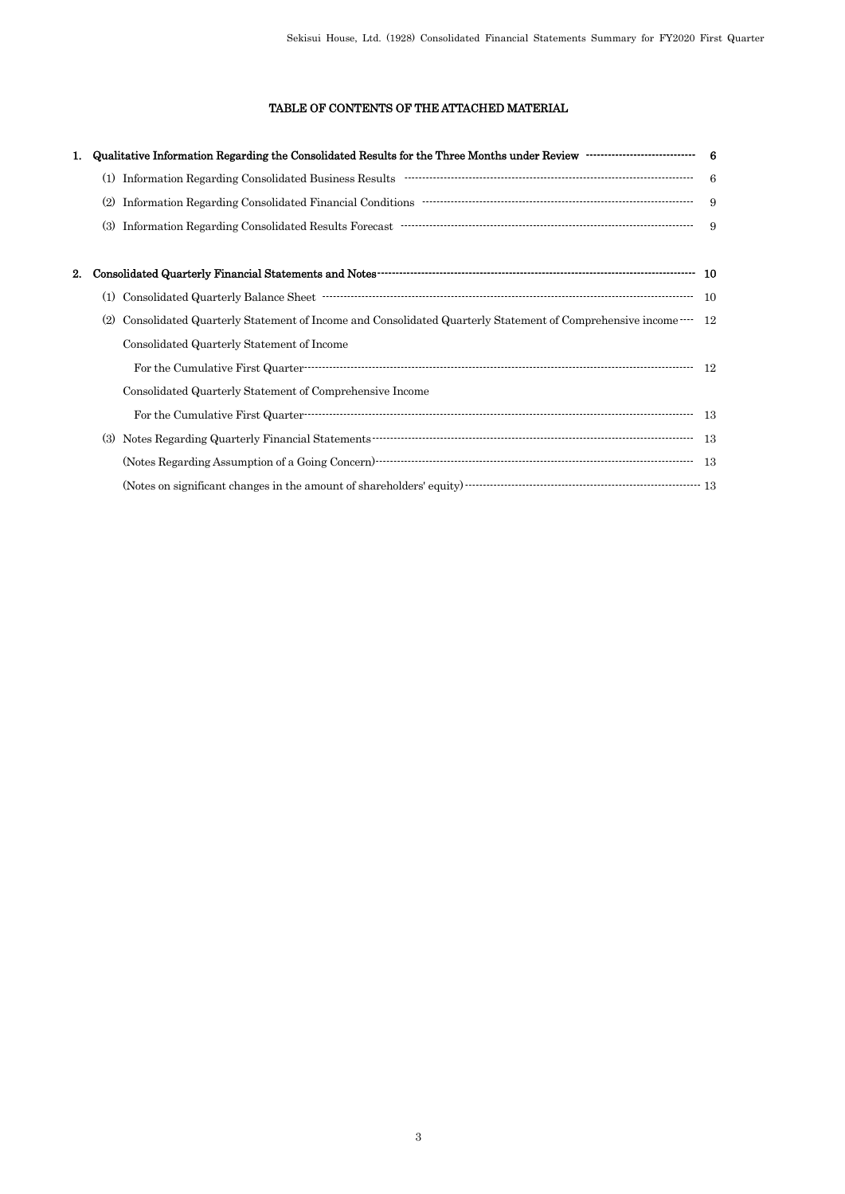# TABLE OF CONTENTS OF THE ATTACHED MATERIAL

1. **Qualitative Information Regarding the Consolidated Results for the Three Months under Review** ............ 6
   (1) Information Regarding Consolidated Business Results ............ 6
   (2) Information Regarding Consolidated Financial Conditions ............ 9
   (3) Information Regarding Consolidated Results Forecast ............ 9

2. **Consolidated Quarterly Financial Statements and Notes** ............ 10
   (1) Consolidated Quarterly Balance Sheet ............ 10
   (2) Consolidated Quarterly Statement of Income and Consolidated Quarterly Statement of Comprehensive income ............ 12
   Consolidated Quarterly Statement of Income
   For the Cumulative First Quarter ............ 12
   Consolidated Quarterly Statement of Comprehensive Income
   For the Cumulative First Quarter ............ 13
   (3) Notes Regarding Quarterly Financial Statements ............ 13
   (Notes Regarding Assumption of a Going Concern) ............ 13
   (Notes on significant changes in the amount of shareholders' equity) ............ 13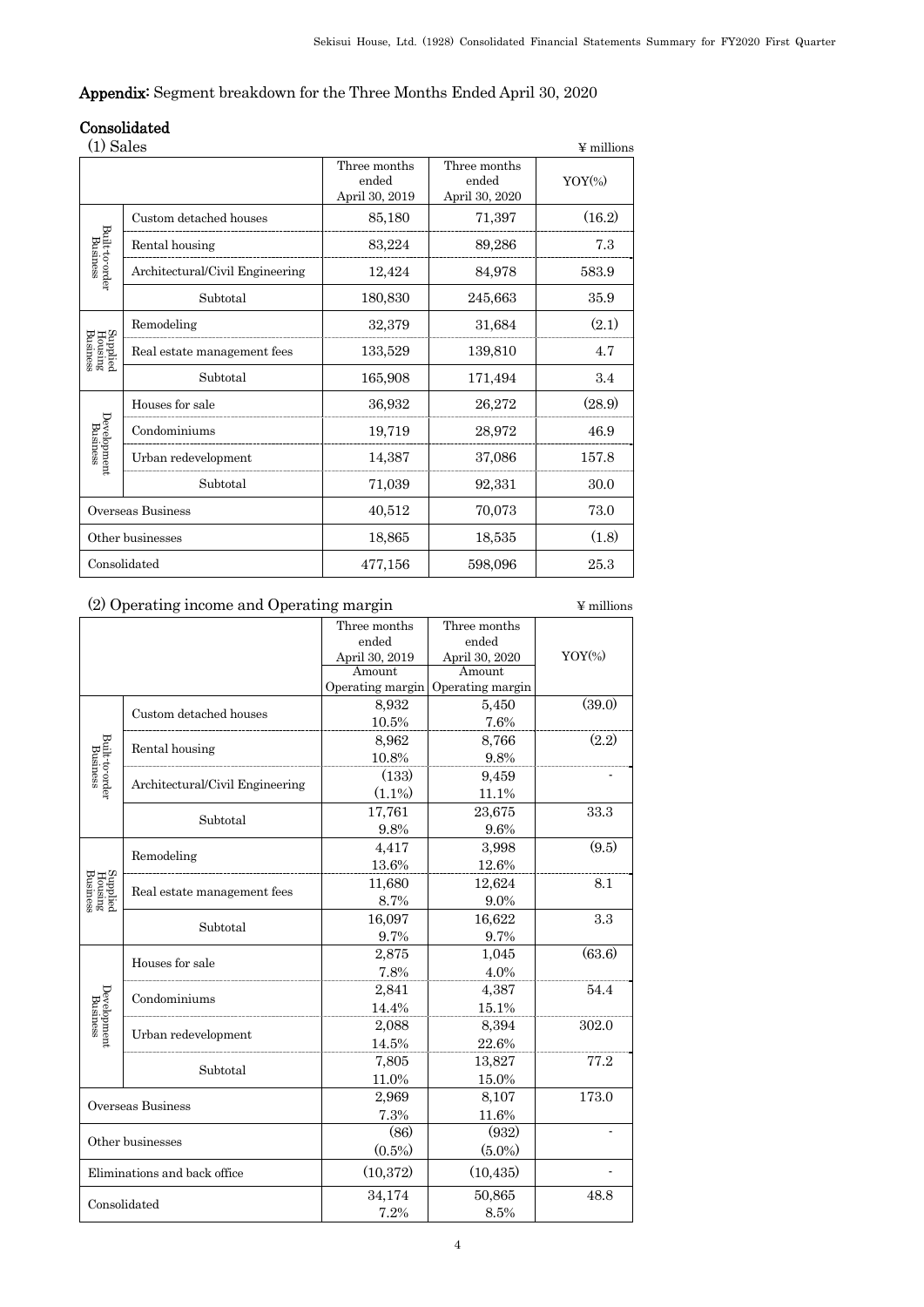## Appendix: Segment breakdown for the Three Months Ended April 30, 2020

### Consolidated

(1) Sales

¥ millions

| | | Three months ended April 30, 2019 | Three months ended April 30, 2020 | YOY(%) |
|---|---|---|---|---|
| Built-to-order Business | Custom detached houses | 85,180 | 71,397 | (16.2) |
| | Rental housing | 83,224 | 89,286 | 7.3 |
| | Architectural/Civil Engineering | 12,424 | 84,978 | 583.9 |
| | Subtotal | 180,830 | 245,663 | 35.9 |
| Supplied Housing Business | Remodeling | 32,379 | 31,684 | (2.1) |
| | Real estate management fees | 133,529 | 139,810 | 4.7 |
| | Subtotal | 165,908 | 171,494 | 3.4 |
| Development Business | Houses for sale | 36,932 | 26,272 | (28.9) |
| | Condominiums | 19,719 | 28,972 | 46.9 |
| | Urban redevelopment | 14,387 | 37,086 | 157.8 |
| | Subtotal | 71,039 | 92,331 | 30.0 |
| Overseas Business | | 40,512 | 70,073 | 73.0 |
| Other businesses | | 18,865 | 18,535 | (1.8) |
| Consolidated | | 477,156 | 598,096 | 25.3 |

(2) Operating income and Operating margin

¥ millions

| | | Three months ended April 30, 2019 Amount / Operating margin | Three months ended April 30, 2020 Amount / Operating margin | YOY(%) |
|---|---|---|---|---|
| Built-to-order Business | Custom detached houses | 8,932 | 5,450 | (39.0) |
| | | 10.5% | 7.6% | |
| | Rental housing | 8,962 | 8,766 | (2.2) |
| | | 10.8% | 9.8% | |
| | Architectural/Civil Engineering | (133) | 9,459 | - |
| | | (1.1%) | 11.1% | |
| | Subtotal | 17,761 | 23,675 | 33.3 |
| | | 9.8% | 9.6% | |
| Supplied Housing Business | Remodeling | 4,417 | 3,998 | (9.5) |
| | | 13.6% | 12.6% | |
| | Real estate management fees | 11,680 | 12,624 | 8.1 |
| | | 8.7% | 9.0% | |
| | Subtotal | 16,097 | 16,622 | 3.3 |
| | | 9.7% | 9.7% | |
| Development Business | Houses for sale | 2,875 | 1,045 | (63.6) |
| | | 7.8% | 4.0% | |
| | Condominiums | 2,841 | 4,387 | 54.4 |
| | | 14.4% | 15.1% | |
| | Urban redevelopment | 2,088 | 8,394 | 302.0 |
| | | 14.5% | 22.6% | |
| | Subtotal | 7,805 | 13,827 | 77.2 |
| | | 11.0% | 15.0% | |
| Overseas Business | | 2,969 | 8,107 | 173.0 |
| | | 7.3% | 11.6% | |
| Other businesses | | (86) | (932) | - |
| | | (0.5%) | (5.0%) | |
| Eliminations and back office | | (10,372) | (10,435) | - |
| Consolidated | | 34,174 | 50,865 | 48.8 |
| | | 7.2% | 8.5% | |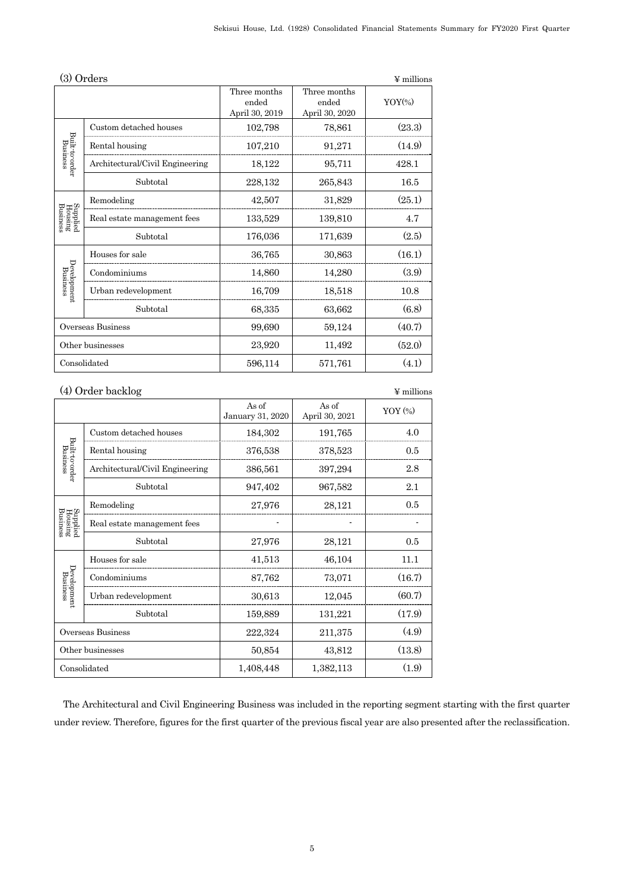## (3) Orders

¥ millions

| | | Three months ended April 30, 2019 | Three months ended April 30, 2020 | YOY(%) |
|---|---|---|---|---|
| Built-to-order Business | Custom detached houses | 102,798 | 78,861 | (23.3) |
| | Rental housing | 107,210 | 91,271 | (14.9) |
| | Architectural/Civil Engineering | 18,122 | 95,711 | 428.1 |
| | Subtotal | 228,132 | 265,843 | 16.5 |
| Supplied Housing Business | Remodeling | 42,507 | 31,829 | (25.1) |
| | Real estate management fees | 133,529 | 139,810 | 4.7 |
| | Subtotal | 176,036 | 171,639 | (2.5) |
| Development Business | Houses for sale | 36,765 | 30,863 | (16.1) |
| | Condominiums | 14,860 | 14,280 | (3.9) |
| | Urban redevelopment | 16,709 | 18,518 | 10.8 |
| | Subtotal | 68,335 | 63,662 | (6.8) |
| Overseas Business | | 99,690 | 59,124 | (40.7) |
| Other businesses | | 23,920 | 11,492 | (52.0) |
| Consolidated | | 596,114 | 571,761 | (4.1) |

## (4) Order backlog

¥ millions

| | | As of January 31, 2020 | As of April 30, 2021 | YOY (%) |
|---|---|---|---|---|
| Built-to-order Business | Custom detached houses | 184,302 | 191,765 | 4.0 |
| | Rental housing | 376,538 | 378,523 | 0.5 |
| | Architectural/Civil Engineering | 386,561 | 397,294 | 2.8 |
| | Subtotal | 947,402 | 967,582 | 2.1 |
| Supplied Housing Business | Remodeling | 27,976 | 28,121 | 0.5 |
| | Real estate management fees | - | - | - |
| | Subtotal | 27,976 | 28,121 | 0.5 |
| Development Business | Houses for sale | 41,513 | 46,104 | 11.1 |
| | Condominiums | 87,762 | 73,071 | (16.7) |
| | Urban redevelopment | 30,613 | 12,045 | (60.7) |
| | Subtotal | 159,889 | 131,221 | (17.9) |
| Overseas Business | | 222,324 | 211,375 | (4.9) |
| Other businesses | | 50,854 | 43,812 | (13.8) |
| Consolidated | | 1,408,448 | 1,382,113 | (1.9) |

The Architectural and Civil Engineering Business was included in the reporting segment starting with the first quarter under review. Therefore, figures for the first quarter of the previous fiscal year are also presented after the reclassification.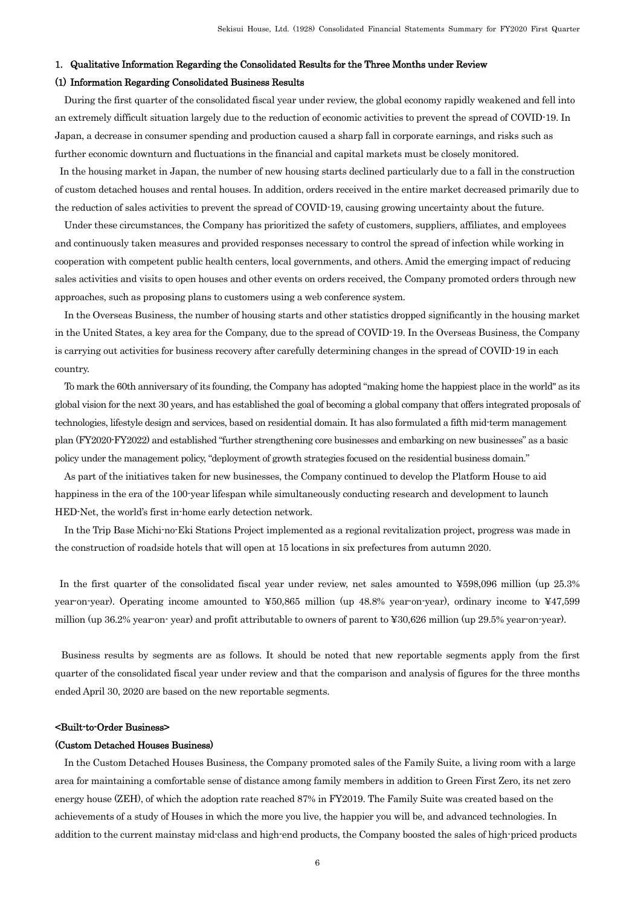## 1. Qualitative Information Regarding the Consolidated Results for the Three Months under Review

### (1) Information Regarding Consolidated Business Results

During the first quarter of the consolidated fiscal year under review, the global economy rapidly weakened and fell into an extremely difficult situation largely due to the reduction of economic activities to prevent the spread of COVID-19. In Japan, a decrease in consumer spending and production caused a sharp fall in corporate earnings, and risks such as further economic downturn and fluctuations in the financial and capital markets must be closely monitored.

In the housing market in Japan, the number of new housing starts declined particularly due to a fall in the construction of custom detached houses and rental houses. In addition, orders received in the entire market decreased primarily due to the reduction of sales activities to prevent the spread of COVID-19, causing growing uncertainty about the future.

Under these circumstances, the Company has prioritized the safety of customers, suppliers, affiliates, and employees and continuously taken measures and provided responses necessary to control the spread of infection while working in cooperation with competent public health centers, local governments, and others. Amid the emerging impact of reducing sales activities and visits to open houses and other events on orders received, the Company promoted orders through new approaches, such as proposing plans to customers using a web conference system.

In the Overseas Business, the number of housing starts and other statistics dropped significantly in the housing market in the United States, a key area for the Company, due to the spread of COVID-19. In the Overseas Business, the Company is carrying out activities for business recovery after carefully determining changes in the spread of COVID-19 in each country.

To mark the 60th anniversary of its founding, the Company has adopted "making home the happiest place in the world" as its global vision for the next 30 years, and has established the goal of becoming a global company that offers integrated proposals of technologies, lifestyle design and services, based on residential domain. It has also formulated a fifth mid-term management plan (FY2020-FY2022) and established "further strengthening core businesses and embarking on new businesses" as a basic policy under the management policy, "deployment of growth strategies focused on the residential business domain."

As part of the initiatives taken for new businesses, the Company continued to develop the Platform House to aid happiness in the era of the 100-year lifespan while simultaneously conducting research and development to launch HED-Net, the world's first in-home early detection network.

In the Trip Base Michi-no-Eki Stations Project implemented as a regional revitalization project, progress was made in the construction of roadside hotels that will open at 15 locations in six prefectures from autumn 2020.

In the first quarter of the consolidated fiscal year under review, net sales amounted to ¥598,096 million (up 25.3% year-on-year). Operating income amounted to ¥50,865 million (up 48.8% year-on-year), ordinary income to ¥47,599 million (up 36.2% year-on- year) and profit attributable to owners of parent to ¥30,626 million (up 29.5% year-on-year).

Business results by segments are as follows. It should be noted that new reportable segments apply from the first quarter of the consolidated fiscal year under review and that the comparison and analysis of figures for the three months ended April 30, 2020 are based on the new reportable segments.

#### <Built-to-Order Business>

#### (Custom Detached Houses Business)

In the Custom Detached Houses Business, the Company promoted sales of the Family Suite, a living room with a large area for maintaining a comfortable sense of distance among family members in addition to Green First Zero, its net zero energy house (ZEH), of which the adoption rate reached 87% in FY2019. The Family Suite was created based on the achievements of a study of Houses in which the more you live, the happier you will be, and advanced technologies. In addition to the current mainstay mid-class and high-end products, the Company boosted the sales of high-priced products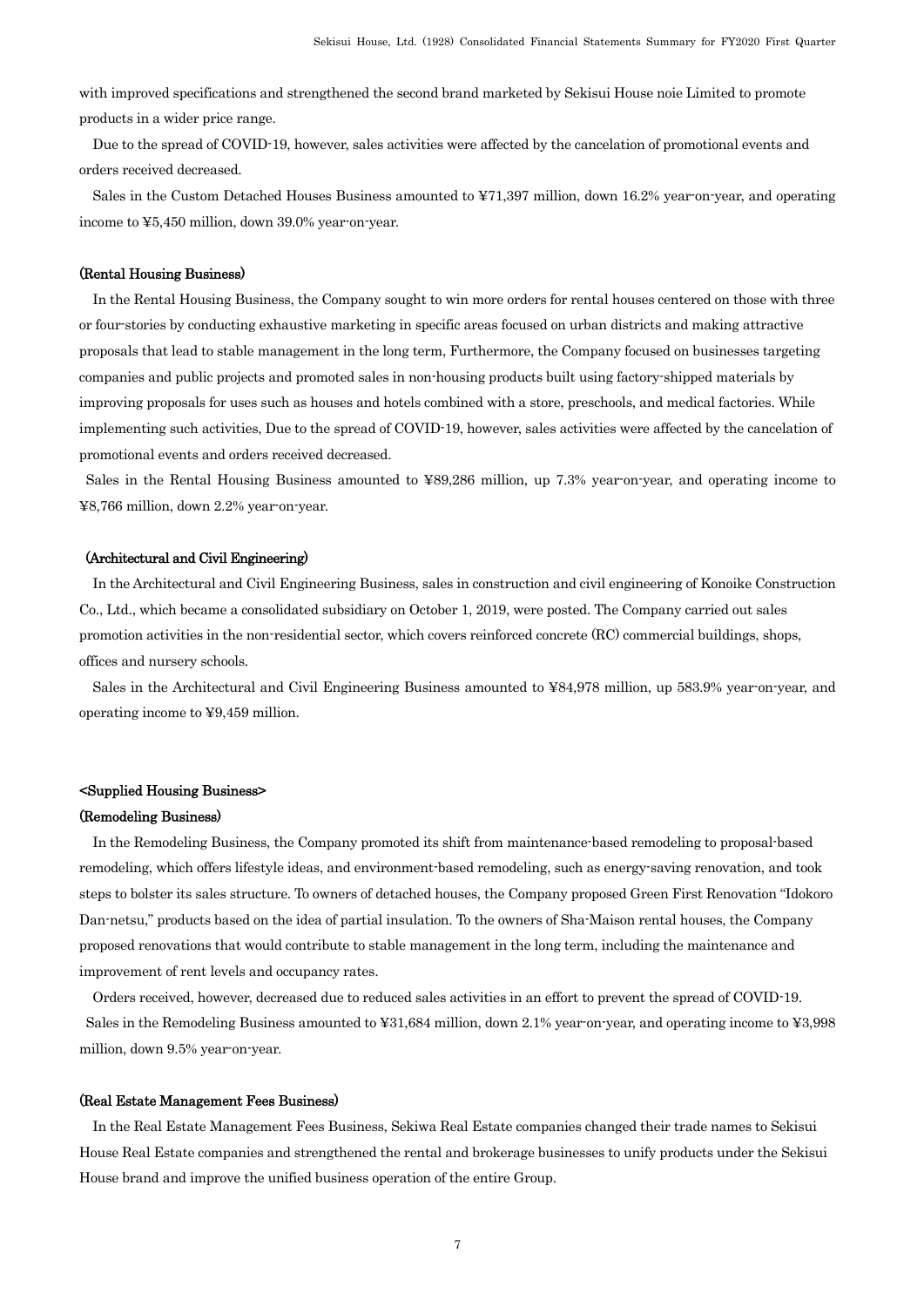with improved specifications and strengthened the second brand marketed by Sekisui House noie Limited to promote products in a wider price range.

Due to the spread of COVID-19, however, sales activities were affected by the cancelation of promotional events and orders received decreased.

Sales in the Custom Detached Houses Business amounted to ¥71,397 million, down 16.2% year-on-year, and operating income to ¥5,450 million, down 39.0% year-on-year.

**(Rental Housing Business)**

In the Rental Housing Business, the Company sought to win more orders for rental houses centered on those with three or four-stories by conducting exhaustive marketing in specific areas focused on urban districts and making attractive proposals that lead to stable management in the long term, Furthermore, the Company focused on businesses targeting companies and public projects and promoted sales in non-housing products built using factory-shipped materials by improving proposals for uses such as houses and hotels combined with a store, preschools, and medical factories. While implementing such activities, Due to the spread of COVID-19, however, sales activities were affected by the cancelation of promotional events and orders received decreased.

Sales in the Rental Housing Business amounted to ¥89,286 million, up 7.3% year-on-year, and operating income to ¥8,766 million, down 2.2% year-on-year.

**(Architectural and Civil Engineering)**

In the Architectural and Civil Engineering Business, sales in construction and civil engineering of Konoike Construction Co., Ltd., which became a consolidated subsidiary on October 1, 2019, were posted. The Company carried out sales promotion activities in the non-residential sector, which covers reinforced concrete (RC) commercial buildings, shops, offices and nursery schools.

Sales in the Architectural and Civil Engineering Business amounted to ¥84,978 million, up 583.9% year-on-year, and operating income to ¥9,459 million.

**<Supplied Housing Business>**

**(Remodeling Business)**

In the Remodeling Business, the Company promoted its shift from maintenance-based remodeling to proposal-based remodeling, which offers lifestyle ideas, and environment-based remodeling, such as energy-saving renovation, and took steps to bolster its sales structure. To owners of detached houses, the Company proposed Green First Renovation "Idokoro Dan-netsu," products based on the idea of partial insulation. To the owners of Sha-Maison rental houses, the Company proposed renovations that would contribute to stable management in the long term, including the maintenance and improvement of rent levels and occupancy rates.

Orders received, however, decreased due to reduced sales activities in an effort to prevent the spread of COVID-19.

Sales in the Remodeling Business amounted to ¥31,684 million, down 2.1% year-on-year, and operating income to ¥3,998 million, down 9.5% year-on-year.

**(Real Estate Management Fees Business)**

In the Real Estate Management Fees Business, Sekiwa Real Estate companies changed their trade names to Sekisui House Real Estate companies and strengthened the rental and brokerage businesses to unify products under the Sekisui House brand and improve the unified business operation of the entire Group.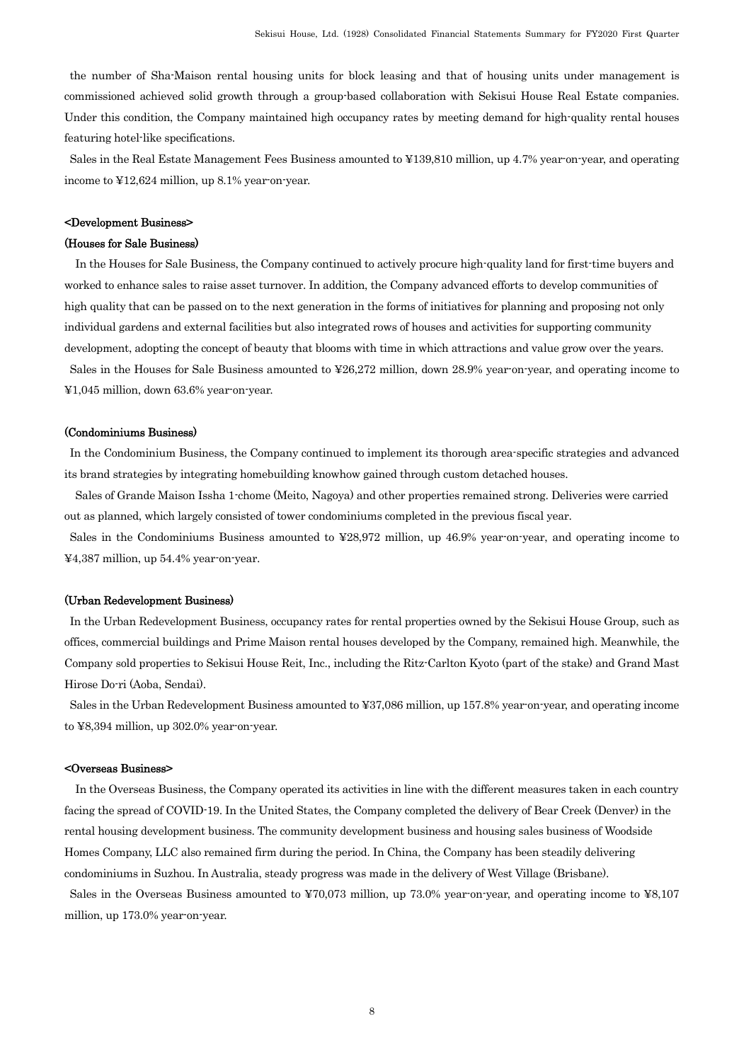the number of Sha-Maison rental housing units for block leasing and that of housing units under management is commissioned achieved solid growth through a group-based collaboration with Sekisui House Real Estate companies. Under this condition, the Company maintained high occupancy rates by meeting demand for high-quality rental houses featuring hotel-like specifications.

Sales in the Real Estate Management Fees Business amounted to ¥139,810 million, up 4.7% year-on-year, and operating income to ¥12,624 million, up 8.1% year-on-year.

**<Development Business>**

**(Houses for Sale Business)**

In the Houses for Sale Business, the Company continued to actively procure high-quality land for first-time buyers and worked to enhance sales to raise asset turnover. In addition, the Company advanced efforts to develop communities of high quality that can be passed on to the next generation in the forms of initiatives for planning and proposing not only individual gardens and external facilities but also integrated rows of houses and activities for supporting community development, adopting the concept of beauty that blooms with time in which attractions and value grow over the years.

Sales in the Houses for Sale Business amounted to ¥26,272 million, down 28.9% year-on-year, and operating income to ¥1,045 million, down 63.6% year-on-year.

**(Condominiums Business)**

In the Condominium Business, the Company continued to implement its thorough area-specific strategies and advanced its brand strategies by integrating homebuilding knowhow gained through custom detached houses.

Sales of Grande Maison Issha 1-chome (Meito, Nagoya) and other properties remained strong. Deliveries were carried out as planned, which largely consisted of tower condominiums completed in the previous fiscal year.

Sales in the Condominiums Business amounted to ¥28,972 million, up 46.9% year-on-year, and operating income to ¥4,387 million, up 54.4% year-on-year.

**(Urban Redevelopment Business)**

In the Urban Redevelopment Business, occupancy rates for rental properties owned by the Sekisui House Group, such as offices, commercial buildings and Prime Maison rental houses developed by the Company, remained high. Meanwhile, the Company sold properties to Sekisui House Reit, Inc., including the Ritz-Carlton Kyoto (part of the stake) and Grand Mast Hirose Do-ri (Aoba, Sendai).

Sales in the Urban Redevelopment Business amounted to ¥37,086 million, up 157.8% year-on-year, and operating income to ¥8,394 million, up 302.0% year-on-year.

**<Overseas Business>**

In the Overseas Business, the Company operated its activities in line with the different measures taken in each country facing the spread of COVID-19. In the United States, the Company completed the delivery of Bear Creek (Denver) in the rental housing development business. The community development business and housing sales business of Woodside Homes Company, LLC also remained firm during the period. In China, the Company has been steadily delivering condominiums in Suzhou. In Australia, steady progress was made in the delivery of West Village (Brisbane).

Sales in the Overseas Business amounted to ¥70,073 million, up 73.0% year-on-year, and operating income to ¥8,107 million, up 173.0% year-on-year.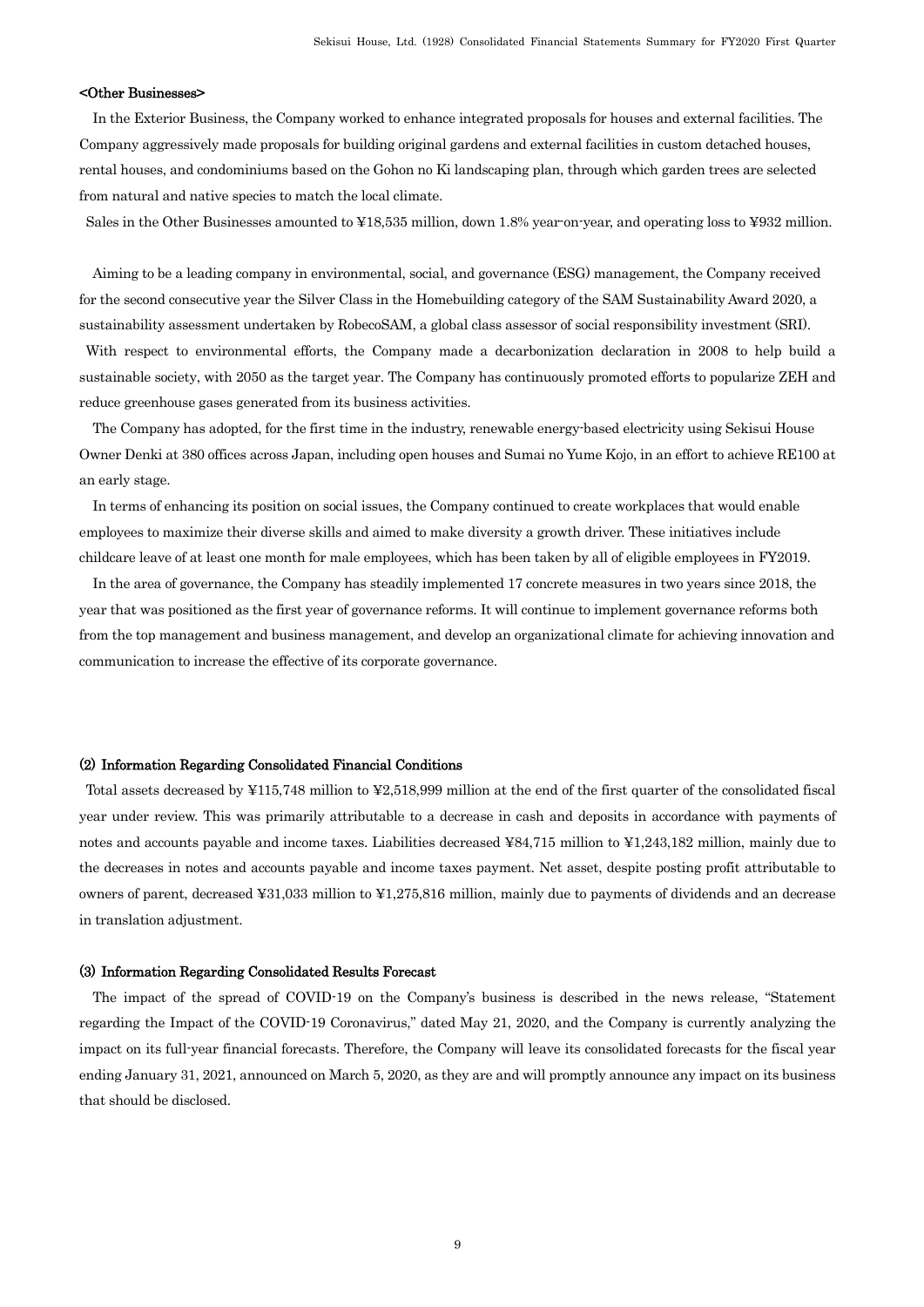**<Other Businesses>**

In the Exterior Business, the Company worked to enhance integrated proposals for houses and external facilities. The Company aggressively made proposals for building original gardens and external facilities in custom detached houses, rental houses, and condominiums based on the Gohon no Ki landscaping plan, through which garden trees are selected from natural and native species to match the local climate.

Sales in the Other Businesses amounted to ¥18,535 million, down 1.8% year-on-year, and operating loss to ¥932 million.

Aiming to be a leading company in environmental, social, and governance (ESG) management, the Company received for the second consecutive year the Silver Class in the Homebuilding category of the SAM Sustainability Award 2020, a sustainability assessment undertaken by RobecoSAM, a global class assessor of social responsibility investment (SRI).

With respect to environmental efforts, the Company made a decarbonization declaration in 2008 to help build a sustainable society, with 2050 as the target year. The Company has continuously promoted efforts to popularize ZEH and reduce greenhouse gases generated from its business activities.

The Company has adopted, for the first time in the industry, renewable energy-based electricity using Sekisui House Owner Denki at 380 offices across Japan, including open houses and Sumai no Yume Kojo, in an effort to achieve RE100 at an early stage.

In terms of enhancing its position on social issues, the Company continued to create workplaces that would enable employees to maximize their diverse skills and aimed to make diversity a growth driver. These initiatives include childcare leave of at least one month for male employees, which has been taken by all of eligible employees in FY2019.

In the area of governance, the Company has steadily implemented 17 concrete measures in two years since 2018, the year that was positioned as the first year of governance reforms. It will continue to implement governance reforms both from the top management and business management, and develop an organizational climate for achieving innovation and communication to increase the effective of its corporate governance.

**(2) Information Regarding Consolidated Financial Conditions**

Total assets decreased by ¥115,748 million to ¥2,518,999 million at the end of the first quarter of the consolidated fiscal year under review. This was primarily attributable to a decrease in cash and deposits in accordance with payments of notes and accounts payable and income taxes. Liabilities decreased ¥84,715 million to ¥1,243,182 million, mainly due to the decreases in notes and accounts payable and income taxes payment. Net asset, despite posting profit attributable to owners of parent, decreased ¥31,033 million to ¥1,275,816 million, mainly due to payments of dividends and an decrease in translation adjustment.

**(3) Information Regarding Consolidated Results Forecast**

The impact of the spread of COVID-19 on the Company's business is described in the news release, "Statement regarding the Impact of the COVID-19 Coronavirus," dated May 21, 2020, and the Company is currently analyzing the impact on its full-year financial forecasts. Therefore, the Company will leave its consolidated forecasts for the fiscal year ending January 31, 2021, announced on March 5, 2020, as they are and will promptly announce any impact on its business that should be disclosed.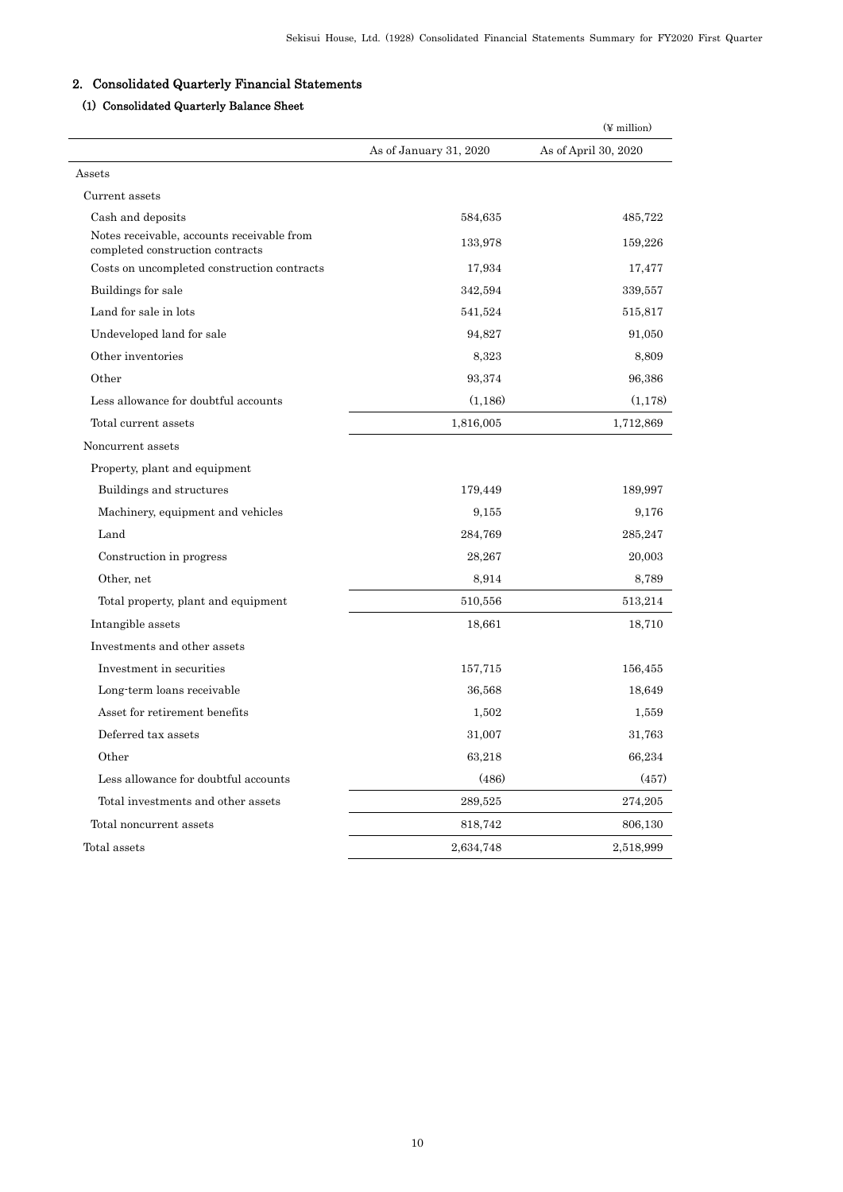## 2. Consolidated Quarterly Financial Statements

### (1) Consolidated Quarterly Balance Sheet

(¥ million)

| | As of January 31, 2020 | As of April 30, 2020 |
|---|---|---|
| Assets | | |
| Current assets | | |
| Cash and deposits | 584,635 | 485,722 |
| Notes receivable, accounts receivable from completed construction contracts | 133,978 | 159,226 |
| Costs on uncompleted construction contracts | 17,934 | 17,477 |
| Buildings for sale | 342,594 | 339,557 |
| Land for sale in lots | 541,524 | 515,817 |
| Undeveloped land for sale | 94,827 | 91,050 |
| Other inventories | 8,323 | 8,809 |
| Other | 93,374 | 96,386 |
| Less allowance for doubtful accounts | (1,186) | (1,178) |
| Total current assets | 1,816,005 | 1,712,869 |
| Noncurrent assets | | |
| Property, plant and equipment | | |
| Buildings and structures | 179,449 | 189,997 |
| Machinery, equipment and vehicles | 9,155 | 9,176 |
| Land | 284,769 | 285,247 |
| Construction in progress | 28,267 | 20,003 |
| Other, net | 8,914 | 8,789 |
| Total property, plant and equipment | 510,556 | 513,214 |
| Intangible assets | 18,661 | 18,710 |
| Investments and other assets | | |
| Investment in securities | 157,715 | 156,455 |
| Long-term loans receivable | 36,568 | 18,649 |
| Asset for retirement benefits | 1,502 | 1,559 |
| Deferred tax assets | 31,007 | 31,763 |
| Other | 63,218 | 66,234 |
| Less allowance for doubtful accounts | (486) | (457) |
| Total investments and other assets | 289,525 | 274,205 |
| Total noncurrent assets | 818,742 | 806,130 |
| Total assets | 2,634,748 | 2,518,999 |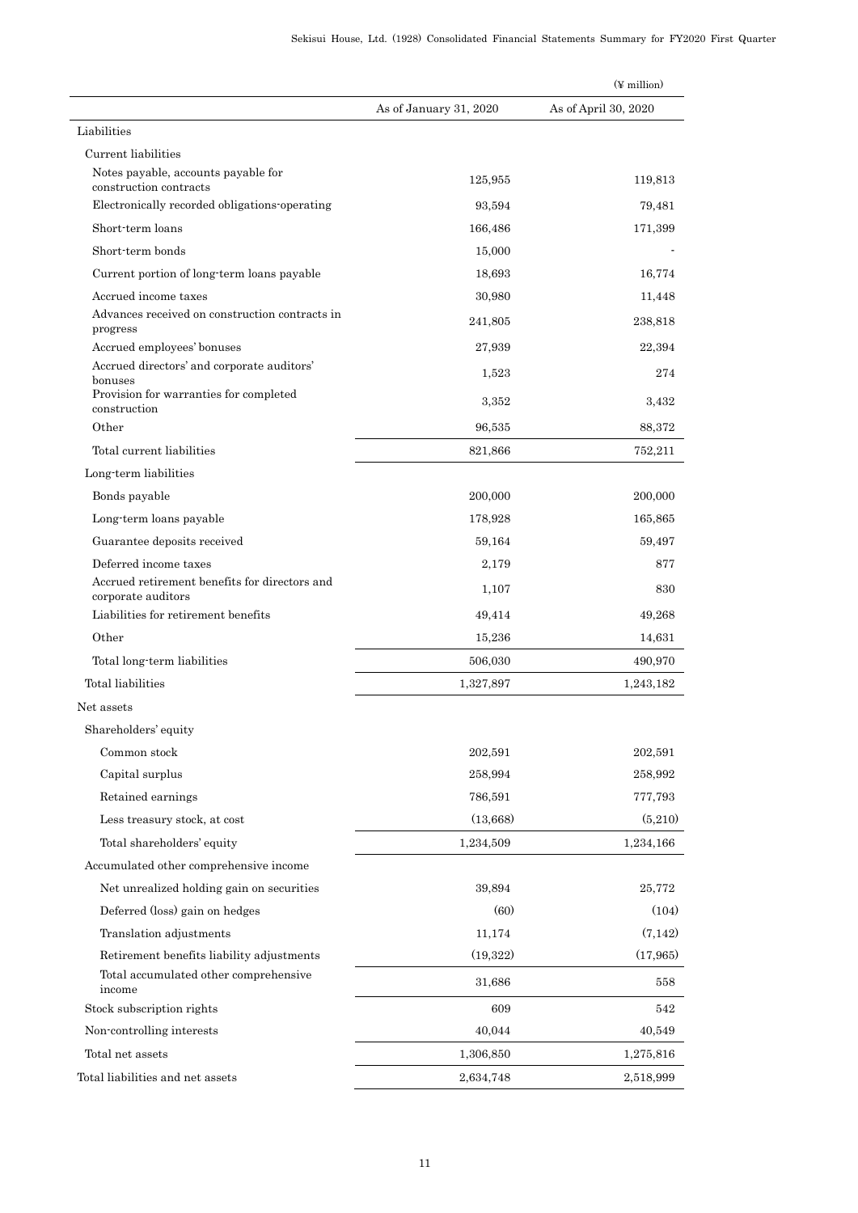(¥ million)

| | As of January 31, 2020 | As of April 30, 2020 |
|---|---|---|
| Liabilities | | |
| Current liabilities | | |
| Notes payable, accounts payable for construction contracts | 125,955 | 119,813 |
| Electronically recorded obligations-operating | 93,594 | 79,481 |
| Short-term loans | 166,486 | 171,399 |
| Short-term bonds | 15,000 | - |
| Current portion of long-term loans payable | 18,693 | 16,774 |
| Accrued income taxes | 30,980 | 11,448 |
| Advances received on construction contracts in progress | 241,805 | 238,818 |
| Accrued employees' bonuses | 27,939 | 22,394 |
| Accrued directors' and corporate auditors' bonuses | 1,523 | 274 |
| Provision for warranties for completed construction | 3,352 | 3,432 |
| Other | 96,535 | 88,372 |
| Total current liabilities | 821,866 | 752,211 |
| Long-term liabilities | | |
| Bonds payable | 200,000 | 200,000 |
| Long-term loans payable | 178,928 | 165,865 |
| Guarantee deposits received | 59,164 | 59,497 |
| Deferred income taxes | 2,179 | 877 |
| Accrued retirement benefits for directors and corporate auditors | 1,107 | 830 |
| Liabilities for retirement benefits | 49,414 | 49,268 |
| Other | 15,236 | 14,631 |
| Total long-term liabilities | 506,030 | 490,970 |
| Total liabilities | 1,327,897 | 1,243,182 |
| Net assets | | |
| Shareholders' equity | | |
| Common stock | 202,591 | 202,591 |
| Capital surplus | 258,994 | 258,992 |
| Retained earnings | 786,591 | 777,793 |
| Less treasury stock, at cost | (13,668) | (5,210) |
| Total shareholders' equity | 1,234,509 | 1,234,166 |
| Accumulated other comprehensive income | | |
| Net unrealized holding gain on securities | 39,894 | 25,772 |
| Deferred (loss) gain on hedges | (60) | (104) |
| Translation adjustments | 11,174 | (7,142) |
| Retirement benefits liability adjustments | (19,322) | (17,965) |
| Total accumulated other comprehensive income | 31,686 | 558 |
| Stock subscription rights | 609 | 542 |
| Non-controlling interests | 40,044 | 40,549 |
| Total net assets | 1,306,850 | 1,275,816 |
| Total liabilities and net assets | 2,634,748 | 2,518,999 |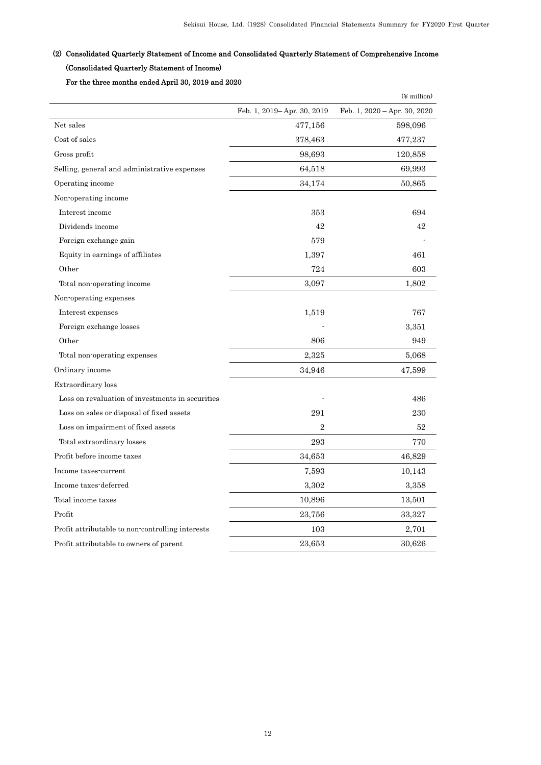### (2) Consolidated Quarterly Statement of Income and Consolidated Quarterly Statement of Comprehensive Income

**(Consolidated Quarterly Statement of Income)**

**For the three months ended April 30, 2019 and 2020**

(¥ million)

| | Feb. 1, 2019– Apr. 30, 2019 | Feb. 1, 2020 – Apr. 30, 2020 |
|---|---|---|
| Net sales | 477,156 | 598,096 |
| Cost of sales | 378,463 | 477,237 |
| Gross profit | 98,693 | 120,858 |
| Selling, general and administrative expenses | 64,518 | 69,993 |
| Operating income | 34,174 | 50,865 |
| Non-operating income | | |
| Interest income | 353 | 694 |
| Dividends income | 42 | 42 |
| Foreign exchange gain | 579 | - |
| Equity in earnings of affiliates | 1,397 | 461 |
| Other | 724 | 603 |
| Total non-operating income | 3,097 | 1,802 |
| Non-operating expenses | | |
| Interest expenses | 1,519 | 767 |
| Foreign exchange losses | - | 3,351 |
| Other | 806 | 949 |
| Total non-operating expenses | 2,325 | 5,068 |
| Ordinary income | 34,946 | 47,599 |
| Extraordinary loss | | |
| Loss on revaluation of investments in securities | - | 486 |
| Loss on sales or disposal of fixed assets | 291 | 230 |
| Loss on impairment of fixed assets | 2 | 52 |
| Total extraordinary losses | 293 | 770 |
| Profit before income taxes | 34,653 | 46,829 |
| Income taxes-current | 7,593 | 10,143 |
| Income taxes-deferred | 3,302 | 3,358 |
| Total income taxes | 10,896 | 13,501 |
| Profit | 23,756 | 33,327 |
| Profit attributable to non-controlling interests | 103 | 2,701 |
| Profit attributable to owners of parent | 23,653 | 30,626 |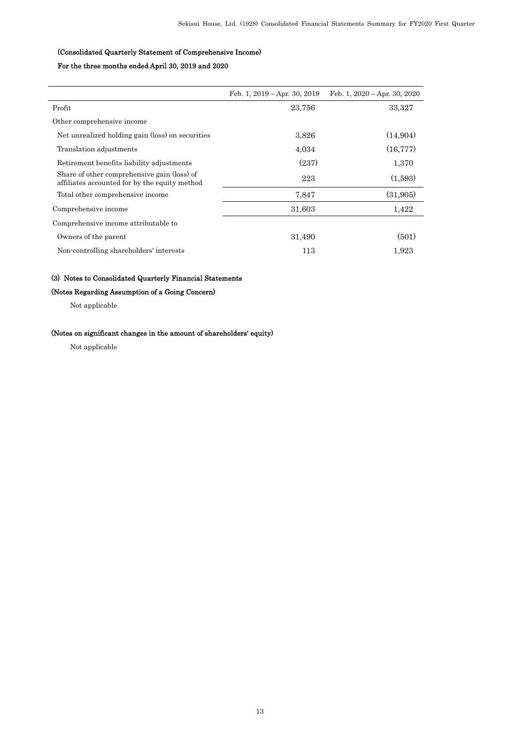### (Consolidated Quarterly Statement of Comprehensive Income)

### For the three months ended April 30, 2019 and 2020

| | Feb. 1, 2019 – Apr. 30, 2019 | Feb. 1, 2020 – Apr. 30, 2020 |
|---|---|---|
| Profit | 23,756 | 33,327 |
| Other comprehensive income | | |
| Net unrealized holding gain (loss) on securities | 3,826 | (14,904) |
| Translation adjustments | 4,034 | (16,777) |
| Retirement benefits liability adjustments | (237) | 1,370 |
| Share of other comprehensive gain (loss) of affiliates accounted for by the equity method | 223 | (1,593) |
| Total other comprehensive income | 7,847 | (31,905) |
| Comprehensive income | 31,603 | 1,422 |
| Comprehensive income attributable to | | |
| Owners of the parent | 31,490 | (501) |
| Non-controlling shareholders' interests | 113 | 1,923 |

### (3) Notes to Consolidated Quarterly Financial Statements

#### (Notes Regarding Assumption of a Going Concern)

Not applicable

#### (Notes on significant changes in the amount of shareholders' equity)

Not applicable